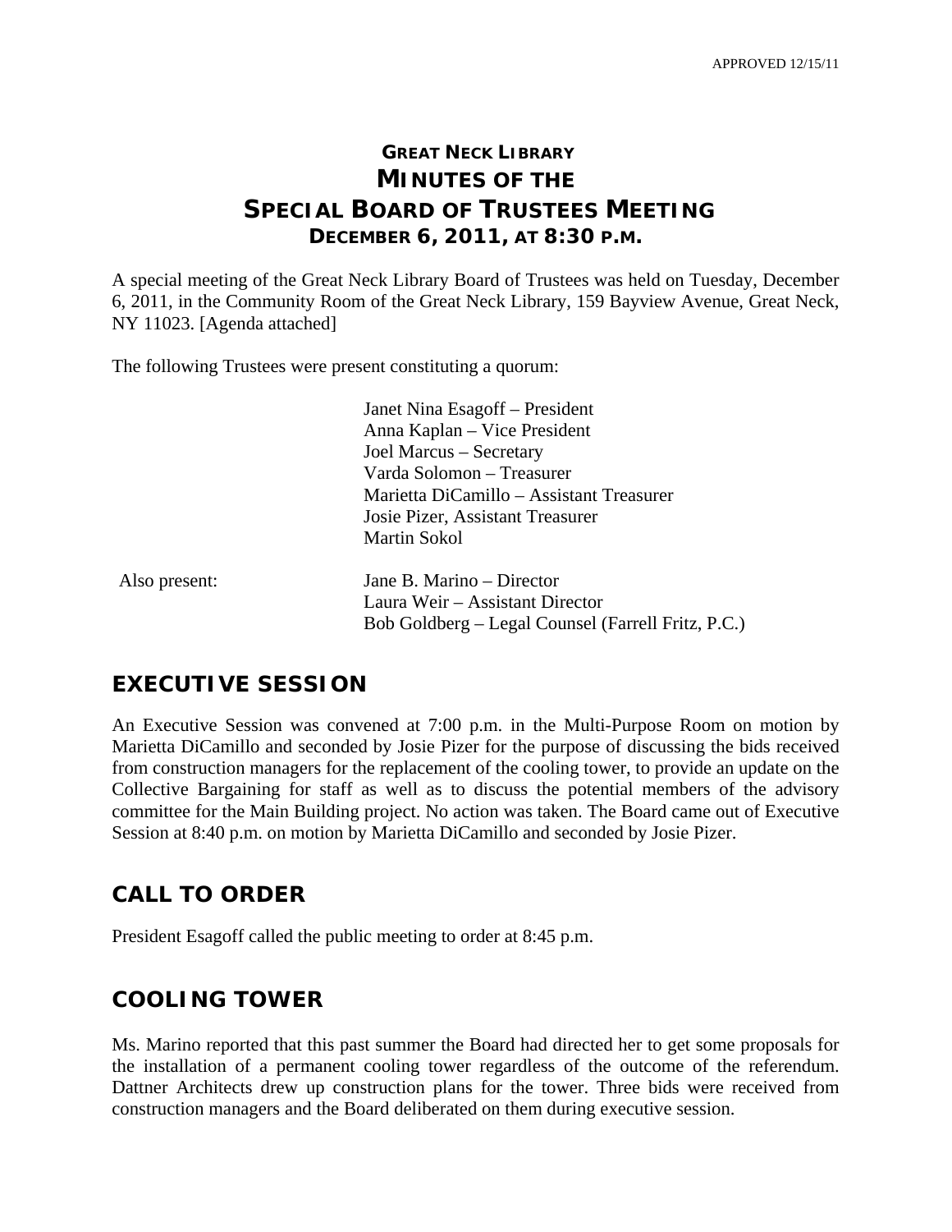APPROVED 12/15/11

# GREAT NECK LIBRARY
# MINUTES OF THE
# SPECIAL BOARD OF TRUSTEES MEETING
## DECEMBER 6, 2011, AT 8:30 P.M.

A special meeting of the Great Neck Library Board of Trustees was held on Tuesday, December 6, 2011, in the Community Room of the Great Neck Library, 159 Bayview Avenue, Great Neck, NY 11023. [Agenda attached]

The following Trustees were present constituting a quorum:

Janet Nina Esagoff – President
Anna Kaplan – Vice President
Joel Marcus – Secretary
Varda Solomon – Treasurer
Marietta DiCamillo – Assistant Treasurer
Josie Pizer, Assistant Treasurer
Martin Sokol

Also present:

Jane B. Marino – Director
Laura Weir – Assistant Director
Bob Goldberg – Legal Counsel (Farrell Fritz, P.C.)

## EXECUTIVE SESSION

An Executive Session was convened at 7:00 p.m. in the Multi-Purpose Room on motion by Marietta DiCamillo and seconded by Josie Pizer for the purpose of discussing the bids received from construction managers for the replacement of the cooling tower, to provide an update on the Collective Bargaining for staff as well as to discuss the potential members of the advisory committee for the Main Building project. No action was taken. The Board came out of Executive Session at 8:40 p.m. on motion by Marietta DiCamillo and seconded by Josie Pizer.

## CALL TO ORDER

President Esagoff called the public meeting to order at 8:45 p.m.

## COOLING TOWER

Ms. Marino reported that this past summer the Board had directed her to get some proposals for the installation of a permanent cooling tower regardless of the outcome of the referendum. Dattner Architects drew up construction plans for the tower. Three bids were received from construction managers and the Board deliberated on them during executive session.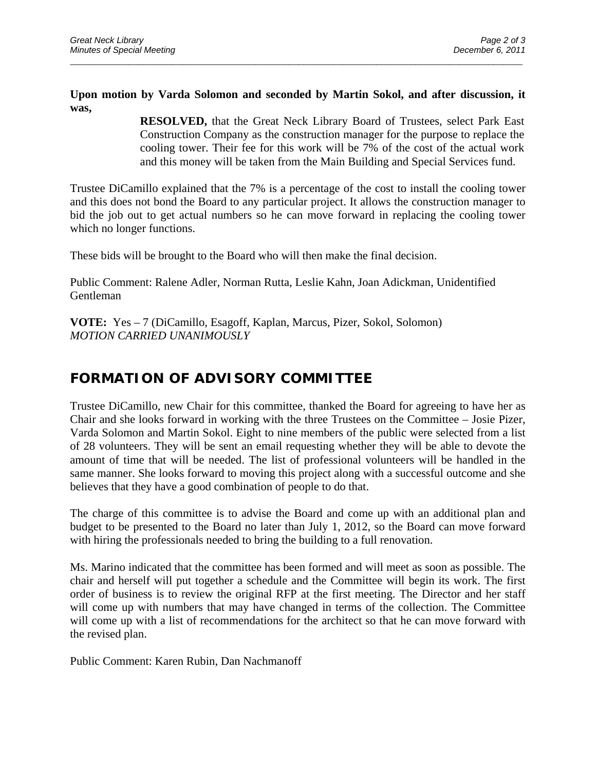**Upon motion by Varda Solomon and seconded by Martin Sokol, and after discussion, it was,**

> **RESOLVED,** that the Great Neck Library Board of Trustees, select Park East Construction Company as the construction manager for the purpose to replace the cooling tower. Their fee for this work will be 7% of the cost of the actual work and this money will be taken from the Main Building and Special Services fund.

Trustee DiCamillo explained that the 7% is a percentage of the cost to install the cooling tower and this does not bond the Board to any particular project. It allows the construction manager to bid the job out to get actual numbers so he can move forward in replacing the cooling tower which no longer functions.

These bids will be brought to the Board who will then make the final decision.

Public Comment: Ralene Adler, Norman Rutta, Leslie Kahn, Joan Adickman, Unidentified Gentleman

**VOTE:** Yes – 7 (DiCamillo, Esagoff, Kaplan, Marcus, Pizer, Sokol, Solomon)
*MOTION CARRIED UNANIMOUSLY*

## FORMATION OF ADVISORY COMMITTEE

Trustee DiCamillo, new Chair for this committee, thanked the Board for agreeing to have her as Chair and she looks forward in working with the three Trustees on the Committee – Josie Pizer, Varda Solomon and Martin Sokol. Eight to nine members of the public were selected from a list of 28 volunteers. They will be sent an email requesting whether they will be able to devote the amount of time that will be needed. The list of professional volunteers will be handled in the same manner. She looks forward to moving this project along with a successful outcome and she believes that they have a good combination of people to do that.

The charge of this committee is to advise the Board and come up with an additional plan and budget to be presented to the Board no later than July 1, 2012, so the Board can move forward with hiring the professionals needed to bring the building to a full renovation.

Ms. Marino indicated that the committee has been formed and will meet as soon as possible. The chair and herself will put together a schedule and the Committee will begin its work. The first order of business is to review the original RFP at the first meeting. The Director and her staff will come up with numbers that may have changed in terms of the collection. The Committee will come up with a list of recommendations for the architect so that he can move forward with the revised plan.

Public Comment: Karen Rubin, Dan Nachmanoff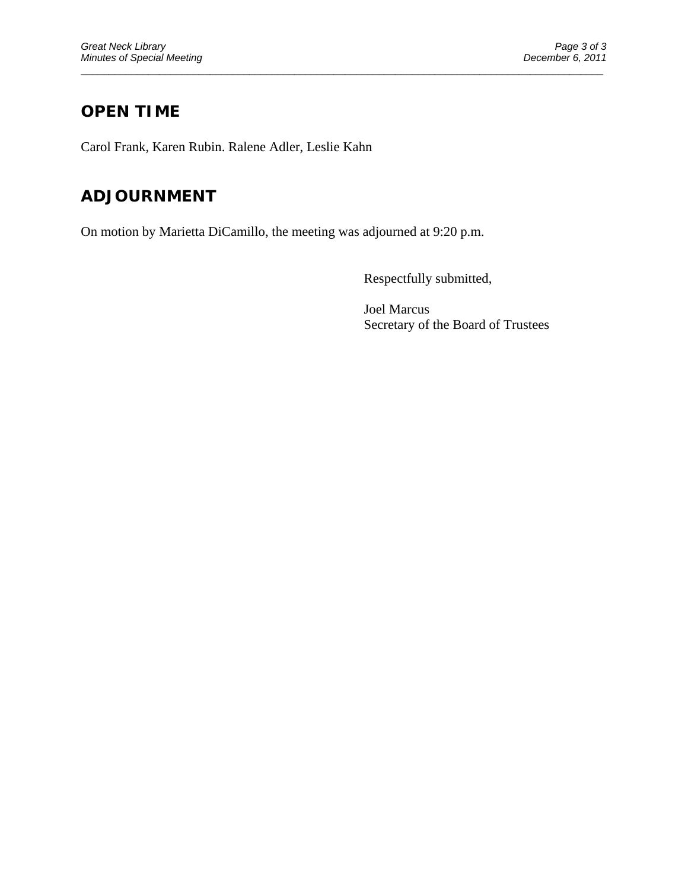## OPEN TIME

Carol Frank, Karen Rubin. Ralene Adler, Leslie Kahn

## ADJOURNMENT

On motion by Marietta DiCamillo, the meeting was adjourned at 9:20 p.m.

Respectfully submitted,

Joel Marcus
Secretary of the Board of Trustees